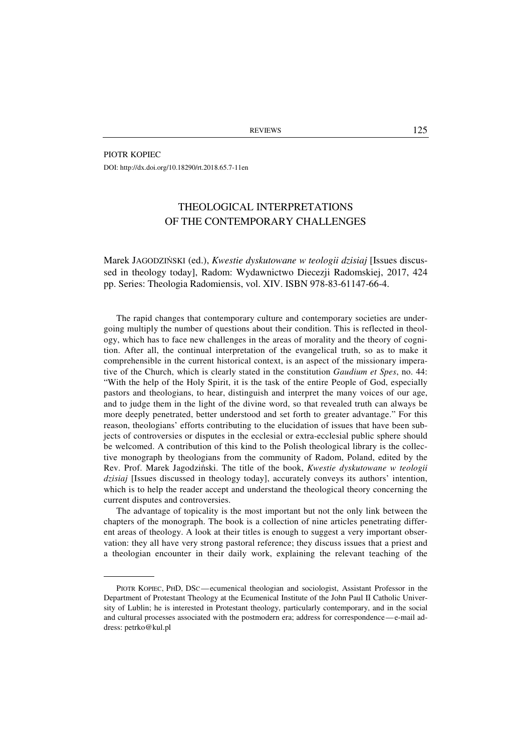PIOTR KOPIEC

DOI: http://dx.doi.org/10.18290/rt.2018.65.7-11en

# THEOLOGICAL INTERPRETATIONS OF THE CONTEMPORARY CHALLENGES

Marek JAGODZIŃSKI (ed.), *Kwestie dyskutowane w teologii dzisiaj* [Issues discussed in theology today], Radom: Wydawnictwo Diecezji Radomskiej, 2017, 424 pp. Series: Theologia Radomiensis, vol. XIV. ISBN 978-83-61147-66-4.

The rapid changes that contemporary culture and contemporary societies are undergoing multiply the number of questions about their condition. This is reflected in theology, which has to face new challenges in the areas of morality and the theory of cognition. After all, the continual interpretation of the evangelical truth, so as to make it comprehensible in the current historical context, is an aspect of the missionary imperative of the Church, which is clearly stated in the constitution *Gaudium et Spes*, no. 44: "With the help of the Holy Spirit, it is the task of the entire People of God, especially pastors and theologians, to hear, distinguish and interpret the many voices of our age, and to judge them in the light of the divine word, so that revealed truth can always be more deeply penetrated, better understood and set forth to greater advantage." For this reason, theologians' efforts contributing to the elucidation of issues that have been subjects of controversies or disputes in the ecclesial or extra-ecclesial public sphere should be welcomed. A contribution of this kind to the Polish theological library is the collective monograph by theologians from the community of Radom, Poland, edited by the Rev. Prof. Marek Jagodziński. The title of the book, *Kwestie dyskutowane w teologii dzisiaj* [Issues discussed in theology today], accurately conveys its authors' intention, which is to help the reader accept and understand the theological theory concerning the current disputes and controversies.

The advantage of topicality is the most important but not the only link between the chapters of the monograph. The book is a collection of nine articles penetrating different areas of theology. A look at their titles is enough to suggest a very important observation: they all have very strong pastoral reference; they discuss issues that a priest and a theologian encounter in their daily work, explaining the relevant teaching of the

---

PIOTR KOPIEC, PHD, DSC — ecumenical theologian and sociologist, Assistant Professor in the Department of Protestant Theology at the Ecumenical Institute of the John Paul II Catholic University of Lublin; he is interested in Protestant theology, particularly contemporary, and in the social and cultural processes associated with the postmodern era; address for correspondence — e-mail address: petrko@kul.pl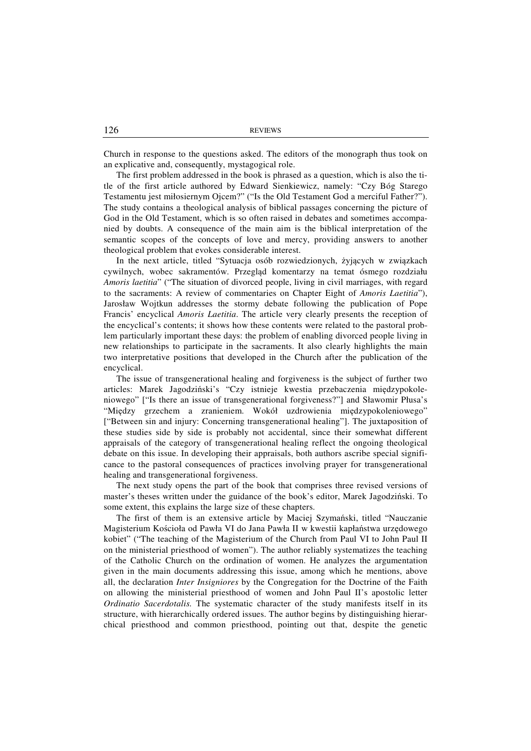Church in response to the questions asked. The editors of the monograph thus took on an explicative and, consequently, mystagogical role.

The first problem addressed in the book is phrased as a question, which is also the title of the first article authored by Edward Sienkiewicz, namely: "Czy Bóg Starego Testamentu jest miłosiernym Ojcem?" ("Is the Old Testament God a merciful Father?"). The study contains a theological analysis of biblical passages concerning the picture of God in the Old Testament, which is so often raised in debates and sometimes accompanied by doubts. A consequence of the main aim is the biblical interpretation of the semantic scopes of the concepts of love and mercy, providing answers to another theological problem that evokes considerable interest.

In the next article, titled "Sytuacja osób rozwiedzionych, żyjących w związkach cywilnych, wobec sakramentów. Przegląd komentarzy na temat ósmego rozdziału *Amoris laetitia*" ("The situation of divorced people, living in civil marriages, with regard to the sacraments: A review of commentaries on Chapter Eight of *Amoris Laetitia*"), Jarosław Wojtkun addresses the stormy debate following the publication of Pope Francis' encyclical *Amoris Laetitia*. The article very clearly presents the reception of the encyclical's contents; it shows how these contents were related to the pastoral problem particularly important these days: the problem of enabling divorced people living in new relationships to participate in the sacraments. It also clearly highlights the main two interpretative positions that developed in the Church after the publication of the encyclical.

The issue of transgenerational healing and forgiveness is the subject of further two articles: Marek Jagodziński's "Czy istnieje kwestia przebaczenia międzypokoleniowego" ["Is there an issue of transgenerational forgiveness?"] and Sławomir Płusa's "Między grzechem a zranieniem. Wokół uzdrowienia międzypokoleniowego" ["Between sin and injury: Concerning transgenerational healing"]. The juxtaposition of these studies side by side is probably not accidental, since their somewhat different appraisals of the category of transgenerational healing reflect the ongoing theological debate on this issue. In developing their appraisals, both authors ascribe special significance to the pastoral consequences of practices involving prayer for transgenerational healing and transgenerational forgiveness.

The next study opens the part of the book that comprises three revised versions of master's theses written under the guidance of the book's editor, Marek Jagodziński. To some extent, this explains the large size of these chapters.

The first of them is an extensive article by Maciej Szymański, titled "Nauczanie Magisterium Kościoła od Pawła VI do Jana Pawła II w kwestii kapłaństwa urzędowego kobiet" ("The teaching of the Magisterium of the Church from Paul VI to John Paul II on the ministerial priesthood of women"). The author reliably systematizes the teaching of the Catholic Church on the ordination of women. He analyzes the argumentation given in the main documents addressing this issue, among which he mentions, above all, the declaration *Inter Insigniores* by the Congregation for the Doctrine of the Faith on allowing the ministerial priesthood of women and John Paul II's apostolic letter *Ordinatio Sacerdotalis.* The systematic character of the study manifests itself in its structure, with hierarchically ordered issues. The author begins by distinguishing hierarchical priesthood and common priesthood, pointing out that, despite the genetic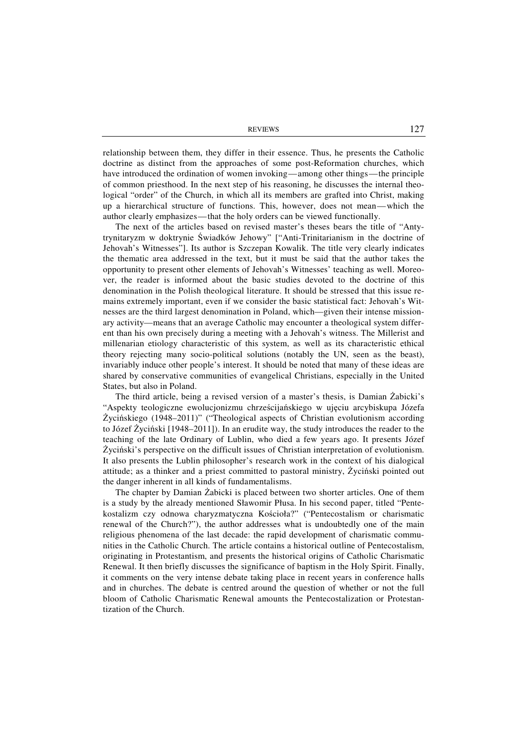relationship between them, they differ in their essence. Thus, he presents the Catholic doctrine as distinct from the approaches of some post-Reformation churches, which have introduced the ordination of women invoking—among other things—the principle of common priesthood. In the next step of his reasoning, he discusses the internal theological "order" of the Church, in which all its members are grafted into Christ, making up a hierarchical structure of functions. This, however, does not mean—which the author clearly emphasizes—that the holy orders can be viewed functionally.

The next of the articles based on revised master's theses bears the title of "Antytrynitaryzm w doktrynie Świadków Jehowy" ["Anti-Trinitarianism in the doctrine of Jehovah's Witnesses"]. Its author is Szczepan Kowalik. The title very clearly indicates the thematic area addressed in the text, but it must be said that the author takes the opportunity to present other elements of Jehovah's Witnesses' teaching as well. Moreover, the reader is informed about the basic studies devoted to the doctrine of this denomination in the Polish theological literature. It should be stressed that this issue remains extremely important, even if we consider the basic statistical fact: Jehovah's Witnesses are the third largest denomination in Poland, which—given their intense missionary activity—means that an average Catholic may encounter a theological system different than his own precisely during a meeting with a Jehovah's witness. The Millerist and millenarian etiology characteristic of this system, as well as its characteristic ethical theory rejecting many socio-political solutions (notably the UN, seen as the beast), invariably induce other people's interest. It should be noted that many of these ideas are shared by conservative communities of evangelical Christians, especially in the United States, but also in Poland.

The third article, being a revised version of a master's thesis, is Damian Żabicki's "Aspekty teologiczne ewolucjonizmu chrześcijańskiego w ujęciu arcybiskupa Józefa Życińskiego (1948–2011)" ("Theological aspects of Christian evolutionism according to Józef Życiński [1948–2011]). In an erudite way, the study introduces the reader to the teaching of the late Ordinary of Lublin, who died a few years ago. It presents Józef Życiński's perspective on the difficult issues of Christian interpretation of evolutionism. It also presents the Lublin philosopher's research work in the context of his dialogical attitude; as a thinker and a priest committed to pastoral ministry, Życiński pointed out the danger inherent in all kinds of fundamentalisms.

The chapter by Damian Żabicki is placed between two shorter articles. One of them is a study by the already mentioned Sławomir Płusa. In his second paper, titled "Pentekostalizm czy odnowa charyzmatyczna Kościoła?" ("Pentecostalism or charismatic renewal of the Church?"), the author addresses what is undoubtedly one of the main religious phenomena of the last decade: the rapid development of charismatic communities in the Catholic Church. The article contains a historical outline of Pentecostalism, originating in Protestantism, and presents the historical origins of Catholic Charismatic Renewal. It then briefly discusses the significance of baptism in the Holy Spirit. Finally, it comments on the very intense debate taking place in recent years in conference halls and in churches. The debate is centred around the question of whether or not the full bloom of Catholic Charismatic Renewal amounts the Pentecostalization or Protestantization of the Church.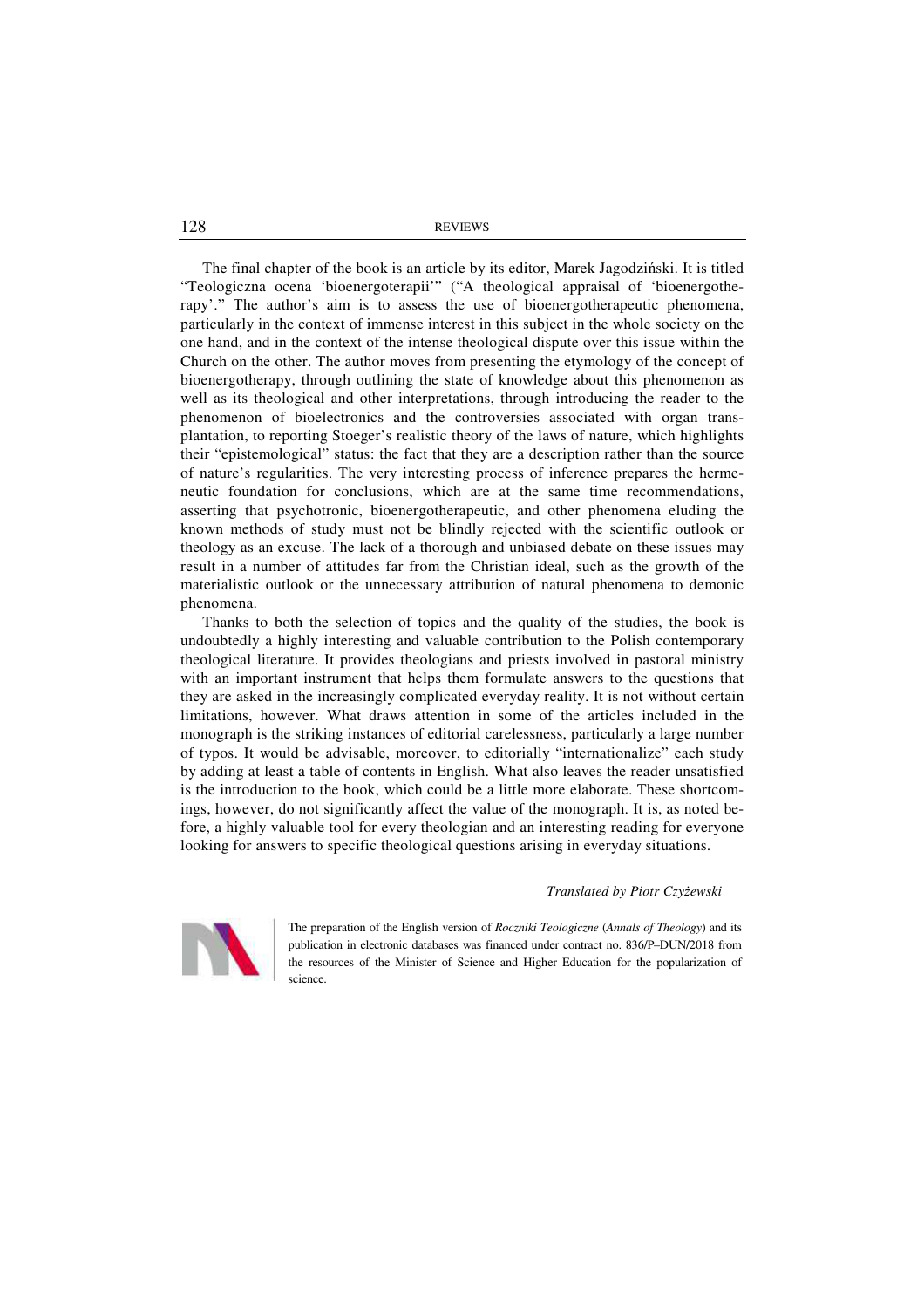The final chapter of the book is an article by its editor, Marek Jagodziński. It is titled "Teologiczna ocena 'bioenergoterapii'" ("A theological appraisal of 'bioenergotherapy'." The author's aim is to assess the use of bioenergotherapeutic phenomena, particularly in the context of immense interest in this subject in the whole society on the one hand, and in the context of the intense theological dispute over this issue within the Church on the other. The author moves from presenting the etymology of the concept of bioenergotherapy, through outlining the state of knowledge about this phenomenon as well as its theological and other interpretations, through introducing the reader to the phenomenon of bioelectronics and the controversies associated with organ transplantation, to reporting Stoeger's realistic theory of the laws of nature, which highlights their "epistemological" status: the fact that they are a description rather than the source of nature's regularities. The very interesting process of inference prepares the hermeneutic foundation for conclusions, which are at the same time recommendations, asserting that psychotronic, bioenergotherapeutic, and other phenomena eluding the known methods of study must not be blindly rejected with the scientific outlook or theology as an excuse. The lack of a thorough and unbiased debate on these issues may result in a number of attitudes far from the Christian ideal, such as the growth of the materialistic outlook or the unnecessary attribution of natural phenomena to demonic phenomena.

Thanks to both the selection of topics and the quality of the studies, the book is undoubtedly a highly interesting and valuable contribution to the Polish contemporary theological literature. It provides theologians and priests involved in pastoral ministry with an important instrument that helps them formulate answers to the questions that they are asked in the increasingly complicated everyday reality. It is not without certain limitations, however. What draws attention in some of the articles included in the monograph is the striking instances of editorial carelessness, particularly a large number of typos. It would be advisable, moreover, to editorially "internationalize" each study by adding at least a table of contents in English. What also leaves the reader unsatisfied is the introduction to the book, which could be a little more elaborate. These shortcomings, however, do not significantly affect the value of the monograph. It is, as noted before, a highly valuable tool for every theologian and an interesting reading for everyone looking for answers to specific theological questions arising in everyday situations.

*Translated by Piotr Czyżewski*

The preparation of the English version of *Roczniki Teologiczne* (*Annals of Theology*) and its publication in electronic databases was financed under contract no. 836/P–DUN/2018 from the resources of the Minister of Science and Higher Education for the popularization of science.